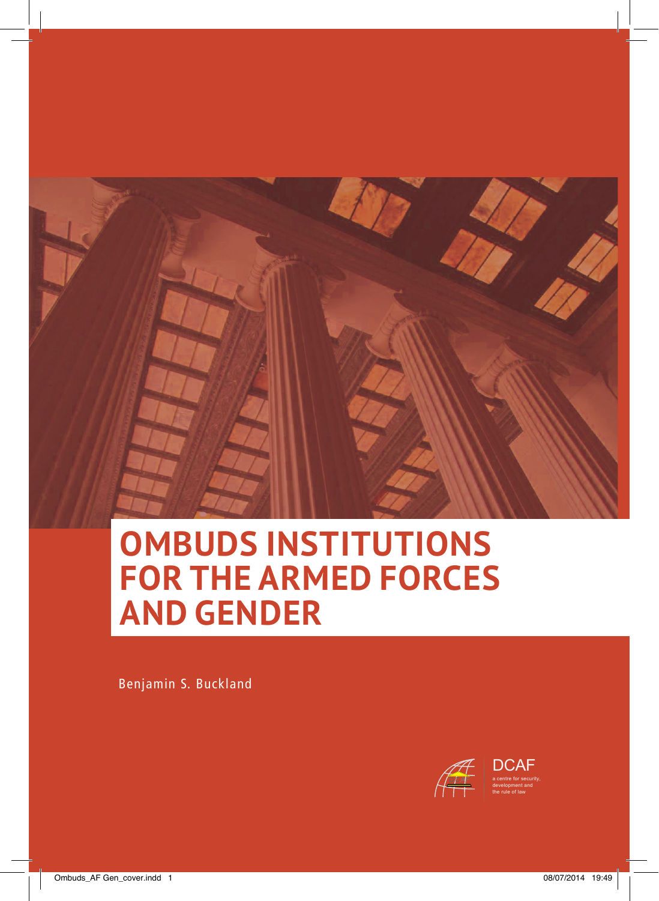# OMBUDS INSTITUTIONS FOR THE ARMED FORCES AND GENDER

Benjamin S. Buckland

DCAF

a centre for security, development and the rule of law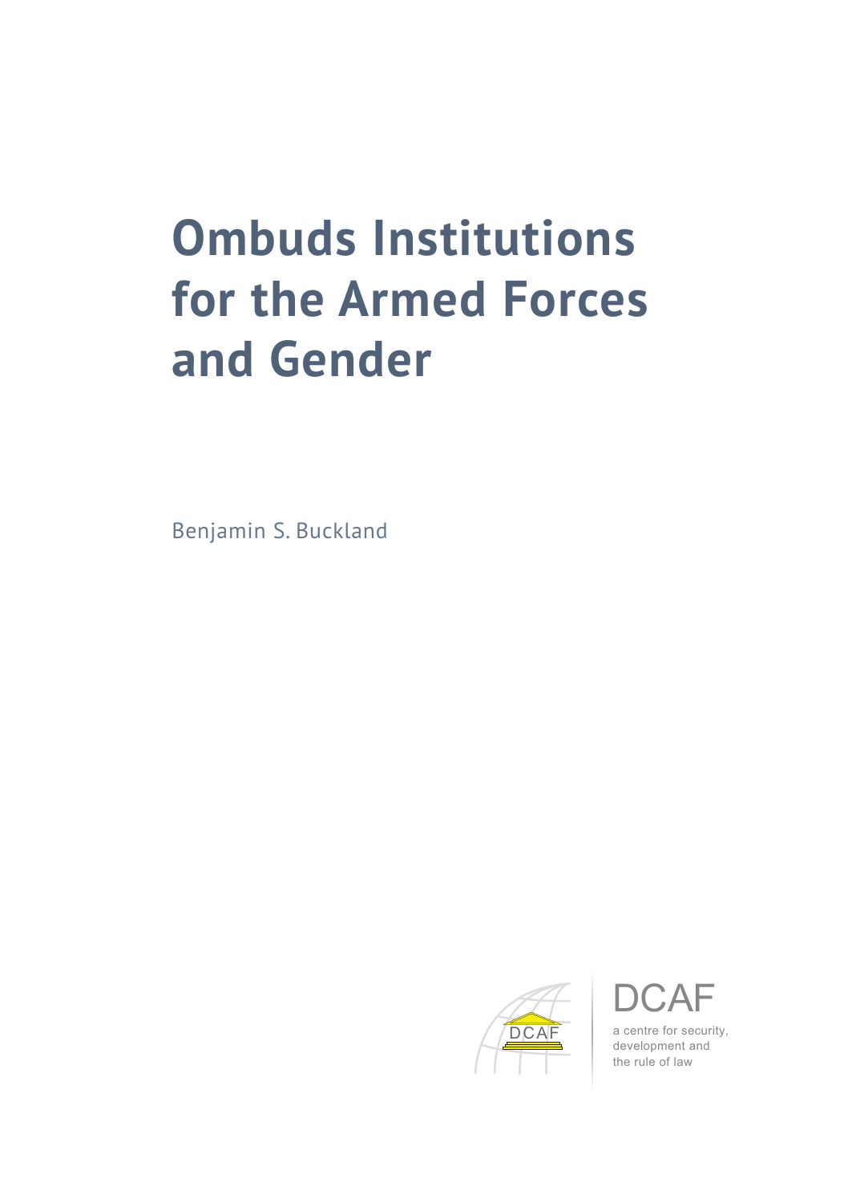# Ombuds Institutions for the Armed Forces and Gender

Benjamin S. Buckland

DCAF

a centre for security, development and the rule of law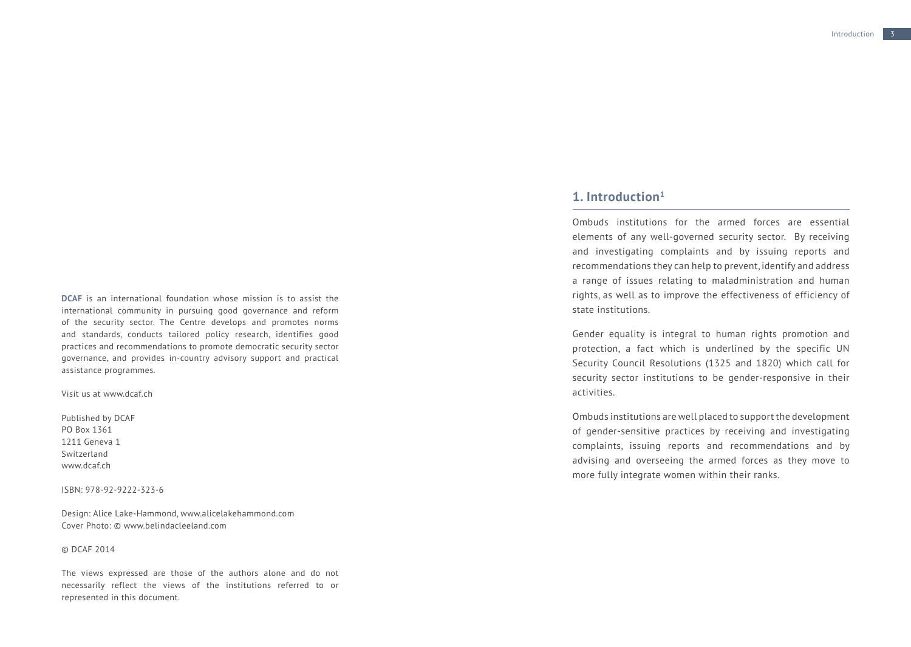**DCAF** is an international foundation whose mission is to assist the international community in pursuing good governance and reform of the security sector. The Centre develops and promotes norms and standards, conducts tailored policy research, identifies good practices and recommendations to promote democratic security sector governance, and provides in-country advisory support and practical assistance programmes.

Visit us at www.dcaf.ch

Published by DCAF
PO Box 1361
1211 Geneva 1
Switzerland
www.dcaf.ch

ISBN: 978-92-9222-323-6

Design: Alice Lake-Hammond, www.alicelakehammond.com
Cover Photo: © www.belindacleeland.com

© DCAF 2014

The views expressed are those of the authors alone and do not necessarily reflect the views of the institutions referred to or represented in this document.

## 1. Introduction[1]

Ombuds institutions for the armed forces are essential elements of any well-governed security sector. By receiving and investigating complaints and by issuing reports and recommendations they can help to prevent, identify and address a range of issues relating to maladministration and human rights, as well as to improve the effectiveness of efficiency of state institutions.

Gender equality is integral to human rights promotion and protection, a fact which is underlined by the specific UN Security Council Resolutions (1325 and 1820) which call for security sector institutions to be gender-responsive in their activities.

Ombuds institutions are well placed to support the development of gender-sensitive practices by receiving and investigating complaints, issuing reports and recommendations and by advising and overseeing the armed forces as they move to more fully integrate women within their ranks.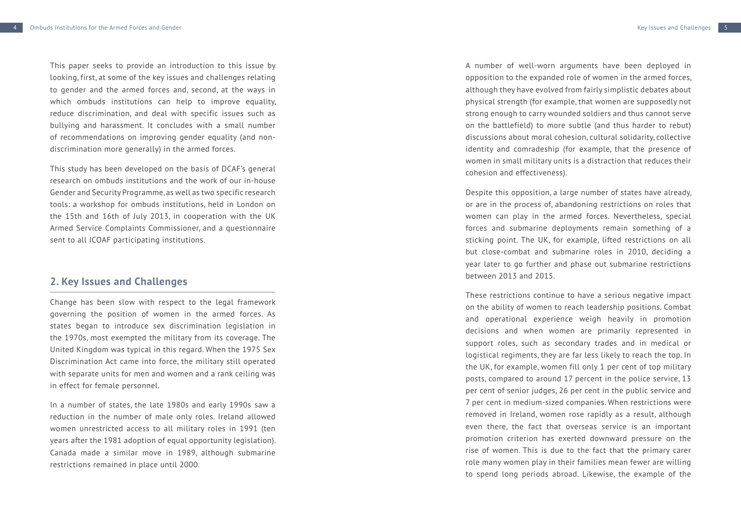This paper seeks to provide an introduction to this issue by looking, first, at some of the key issues and challenges relating to gender and the armed forces and, second, at the ways in which ombuds institutions can help to improve equality, reduce discrimination, and deal with specific issues such as bullying and harassment. It concludes with a small number of recommendations on improving gender equality (and non-discrimination more generally) in the armed forces.

This study has been developed on the basis of DCAF's general research on ombuds institutions and the work of our in-house Gender and Security Programme, as well as two specific research tools: a workshop for ombuds institutions, held in London on the 15th and 16th of July 2013, in cooperation with the UK Armed Service Complaints Commissioner, and a questionnaire sent to all ICOAF participating institutions.

## 2. Key Issues and Challenges

Change has been slow with respect to the legal framework governing the position of women in the armed forces. As states began to introduce sex discrimination legislation in the 1970s, most exempted the military from its coverage. The United Kingdom was typical in this regard. When the 1975 Sex Discrimination Act came into force, the military still operated with separate units for men and women and a rank ceiling was in effect for female personnel.

In a number of states, the late 1980s and early 1990s saw a reduction in the number of male only roles. Ireland allowed women unrestricted access to all military roles in 1991 (ten years after the 1981 adoption of equal opportunity legislation). Canada made a similar move in 1989, although submarine restrictions remained in place until 2000.

A number of well-worn arguments have been deployed in opposition to the expanded role of women in the armed forces, although they have evolved from fairly simplistic debates about physical strength (for example, that women are supposedly not strong enough to carry wounded soldiers and thus cannot serve on the battlefield) to more subtle (and thus harder to rebut) discussions about moral cohesion, cultural solidarity, collective identity and comradeship (for example, that the presence of women in small military units is a distraction that reduces their cohesion and effectiveness).

Despite this opposition, a large number of states have already, or are in the process of, abandoning restrictions on roles that women can play in the armed forces. Nevertheless, special forces and submarine deployments remain something of a sticking point. The UK, for example, lifted restrictions on all but close-combat and submarine roles in 2010, deciding a year later to go further and phase out submarine restrictions between 2013 and 2015.

These restrictions continue to have a serious negative impact on the ability of women to reach leadership positions. Combat and operational experience weigh heavily in promotion decisions and when women are primarily represented in support roles, such as secondary trades and in medical or logistical regiments, they are far less likely to reach the top. In the UK, for example, women fill only 1 per cent of top military posts, compared to around 17 percent in the police service, 13 per cent of senior judges, 26 per cent in the public service and 7 per cent in medium-sized companies. When restrictions were removed in Ireland, women rose rapidly as a result, although even there, the fact that overseas service is an important promotion criterion has exerted downward pressure on the rise of women. This is due to the fact that the primary carer role many women play in their families mean fewer are willing to spend long periods abroad. Likewise, the example of the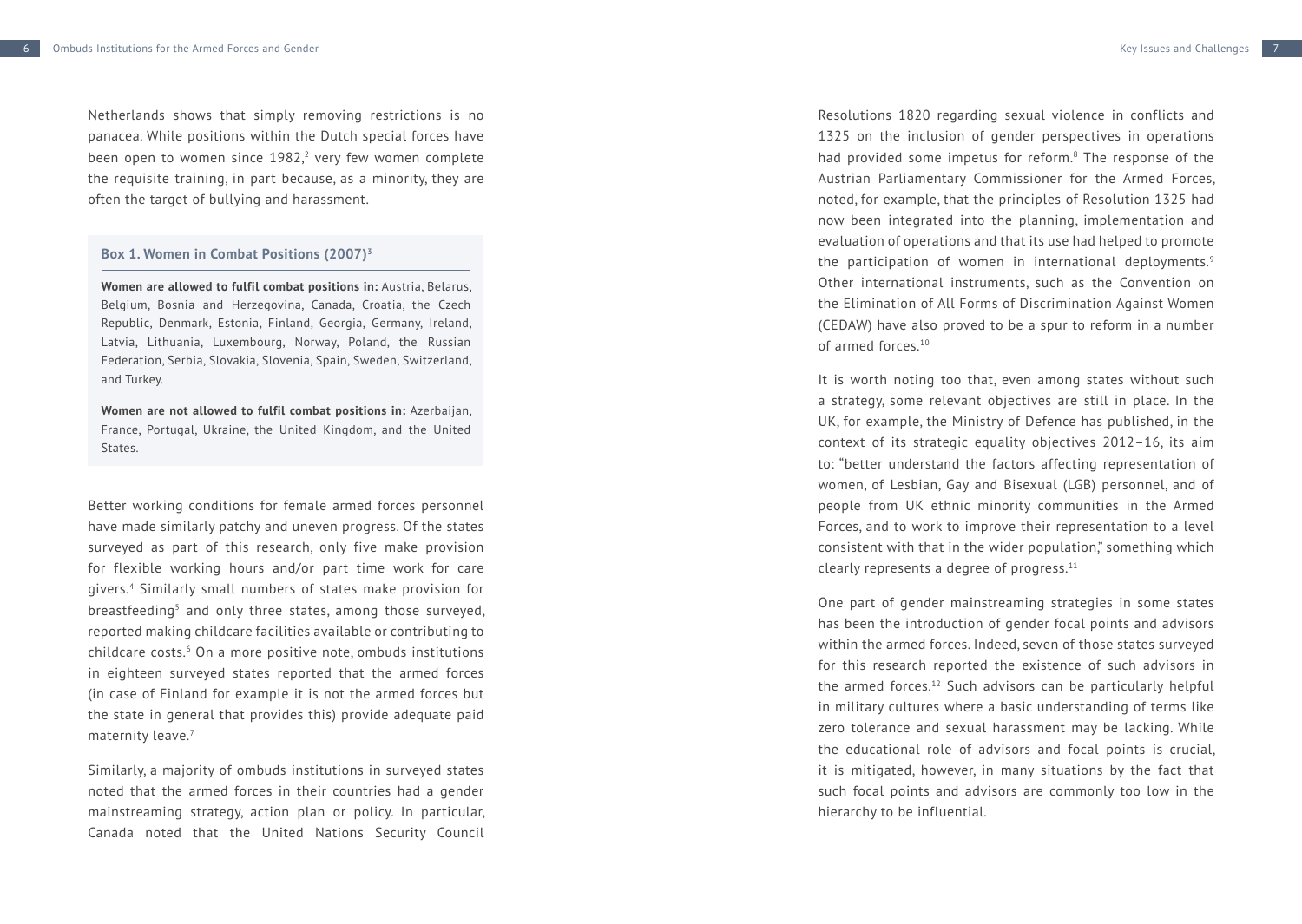Netherlands shows that simply removing restrictions is no panacea. While positions within the Dutch special forces have been open to women since 1982,[2] very few women complete the requisite training, in part because, as a minority, they are often the target of bullying and harassment.

**Box 1. Women in Combat Positions (2007)[3]**

**Women are allowed to fulfil combat positions in:** Austria, Belarus, Belgium, Bosnia and Herzegovina, Canada, Croatia, the Czech Republic, Denmark, Estonia, Finland, Georgia, Germany, Ireland, Latvia, Lithuania, Luxembourg, Norway, Poland, the Russian Federation, Serbia, Slovakia, Slovenia, Spain, Sweden, Switzerland, and Turkey.

**Women are not allowed to fulfil combat positions in:** Azerbaijan, France, Portugal, Ukraine, the United Kingdom, and the United States.

Better working conditions for female armed forces personnel have made similarly patchy and uneven progress. Of the states surveyed as part of this research, only five make provision for flexible working hours and/or part time work for care givers.[4] Similarly small numbers of states make provision for breastfeeding[5] and only three states, among those surveyed, reported making childcare facilities available or contributing to childcare costs.[6] On a more positive note, ombuds institutions in eighteen surveyed states reported that the armed forces (in case of Finland for example it is not the armed forces but the state in general that provides this) provide adequate paid maternity leave.[7]

Similarly, a majority of ombuds institutions in surveyed states noted that the armed forces in their countries had a gender mainstreaming strategy, action plan or policy. In particular, Canada noted that the United Nations Security Council Resolutions 1820 regarding sexual violence in conflicts and 1325 on the inclusion of gender perspectives in operations had provided some impetus for reform.[8] The response of the Austrian Parliamentary Commissioner for the Armed Forces, noted, for example, that the principles of Resolution 1325 had now been integrated into the planning, implementation and evaluation of operations and that its use had helped to promote the participation of women in international deployments.[9] Other international instruments, such as the Convention on the Elimination of All Forms of Discrimination Against Women (CEDAW) have also proved to be a spur to reform in a number of armed forces.[10]

It is worth noting too that, even among states without such a strategy, some relevant objectives are still in place. In the UK, for example, the Ministry of Defence has published, in the context of its strategic equality objectives 2012–16, its aim to: "better understand the factors affecting representation of women, of Lesbian, Gay and Bisexual (LGB) personnel, and of people from UK ethnic minority communities in the Armed Forces, and to work to improve their representation to a level consistent with that in the wider population," something which clearly represents a degree of progress.[11]

One part of gender mainstreaming strategies in some states has been the introduction of gender focal points and advisors within the armed forces. Indeed, seven of those states surveyed for this research reported the existence of such advisors in the armed forces.[12] Such advisors can be particularly helpful in military cultures where a basic understanding of terms like zero tolerance and sexual harassment may be lacking. While the educational role of advisors and focal points is crucial, it is mitigated, however, in many situations by the fact that such focal points and advisors are commonly too low in the hierarchy to be influential.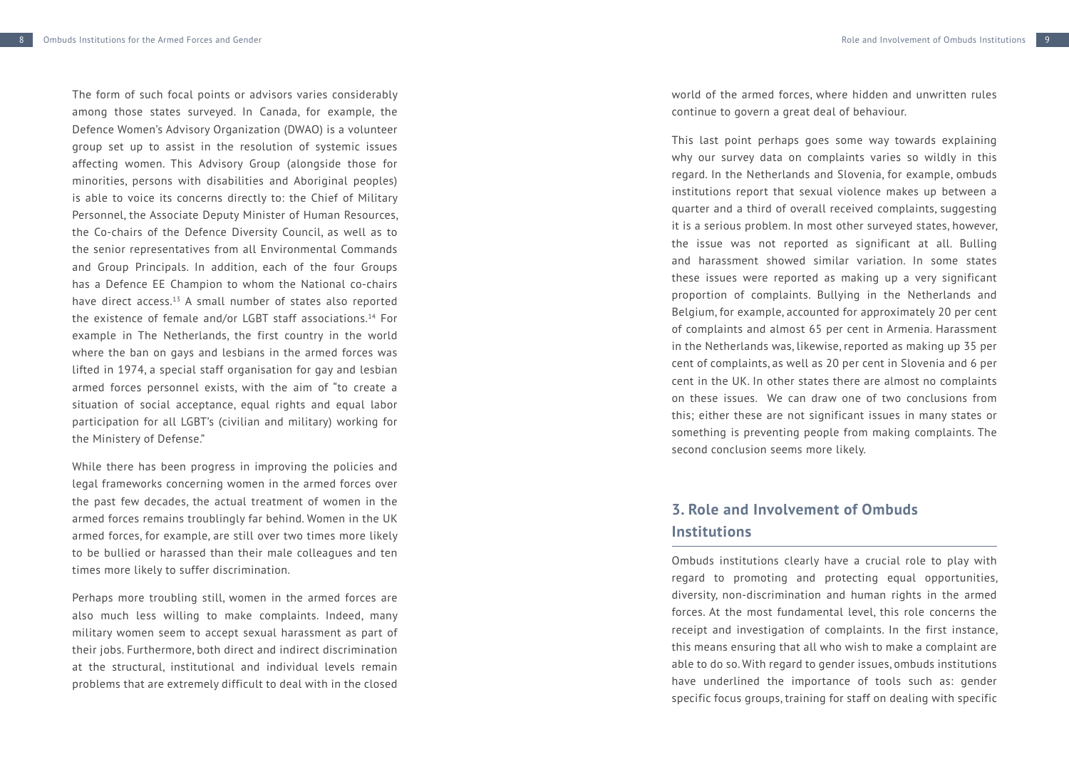The form of such focal points or advisors varies considerably among those states surveyed. In Canada, for example, the Defence Women's Advisory Organization (DWAO) is a volunteer group set up to assist in the resolution of systemic issues affecting women. This Advisory Group (alongside those for minorities, persons with disabilities and Aboriginal peoples) is able to voice its concerns directly to: the Chief of Military Personnel, the Associate Deputy Minister of Human Resources, the Co-chairs of the Defence Diversity Council, as well as to the senior representatives from all Environmental Commands and Group Principals. In addition, each of the four Groups has a Defence EE Champion to whom the National co-chairs have direct access.[13] A small number of states also reported the existence of female and/or LGBT staff associations.[14] For example in The Netherlands, the first country in the world where the ban on gays and lesbians in the armed forces was lifted in 1974, a special staff organisation for gay and lesbian armed forces personnel exists, with the aim of "to create a situation of social acceptance, equal rights and equal labor participation for all LGBT's (civilian and military) working for the Ministery of Defense."

While there has been progress in improving the policies and legal frameworks concerning women in the armed forces over the past few decades, the actual treatment of women in the armed forces remains troublingly far behind. Women in the UK armed forces, for example, are still over two times more likely to be bullied or harassed than their male colleagues and ten times more likely to suffer discrimination.

Perhaps more troubling still, women in the armed forces are also much less willing to make complaints. Indeed, many military women seem to accept sexual harassment as part of their jobs. Furthermore, both direct and indirect discrimination at the structural, institutional and individual levels remain problems that are extremely difficult to deal with in the closed world of the armed forces, where hidden and unwritten rules continue to govern a great deal of behaviour.

This last point perhaps goes some way towards explaining why our survey data on complaints varies so wildly in this regard. In the Netherlands and Slovenia, for example, ombuds institutions report that sexual violence makes up between a quarter and a third of overall received complaints, suggesting it is a serious problem. In most other surveyed states, however, the issue was not reported as significant at all. Bulling and harassment showed similar variation. In some states these issues were reported as making up a very significant proportion of complaints. Bullying in the Netherlands and Belgium, for example, accounted for approximately 20 per cent of complaints and almost 65 per cent in Armenia. Harassment in the Netherlands was, likewise, reported as making up 35 per cent of complaints, as well as 20 per cent in Slovenia and 6 per cent in the UK. In other states there are almost no complaints on these issues. We can draw one of two conclusions from this; either these are not significant issues in many states or something is preventing people from making complaints. The second conclusion seems more likely.

## 3. Role and Involvement of Ombuds Institutions

Ombuds institutions clearly have a crucial role to play with regard to promoting and protecting equal opportunities, diversity, non-discrimination and human rights in the armed forces. At the most fundamental level, this role concerns the receipt and investigation of complaints. In the first instance, this means ensuring that all who wish to make a complaint are able to do so. With regard to gender issues, ombuds institutions have underlined the importance of tools such as: gender specific focus groups, training for staff on dealing with specific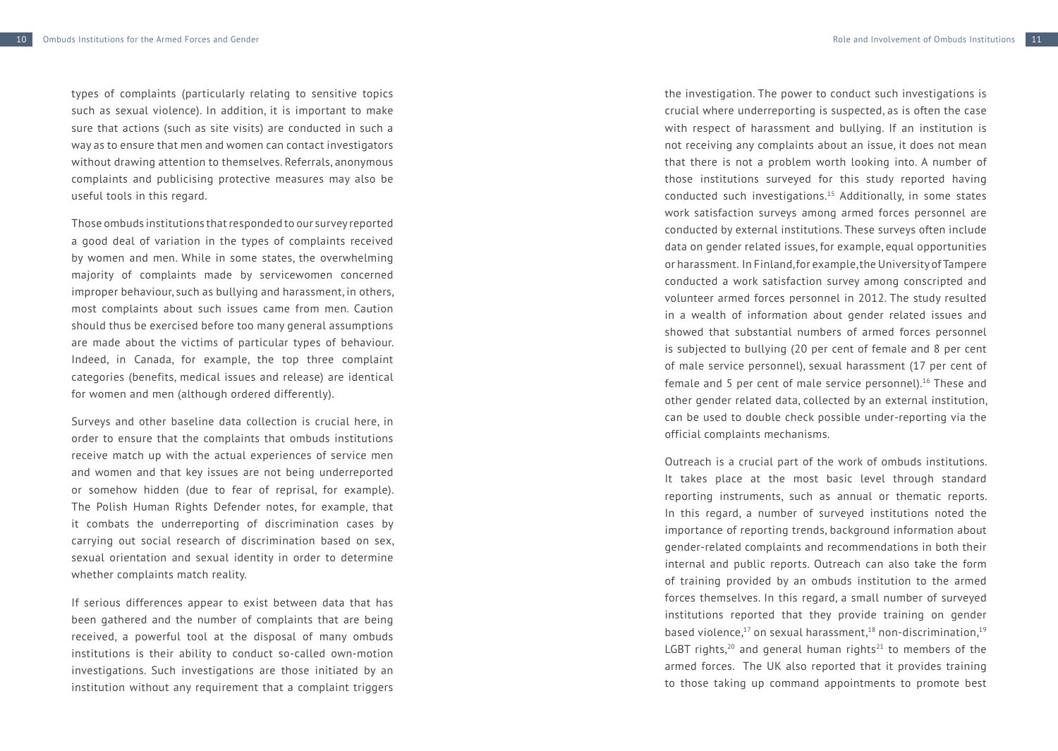types of complaints (particularly relating to sensitive topics such as sexual violence). In addition, it is important to make sure that actions (such as site visits) are conducted in such a way as to ensure that men and women can contact investigators without drawing attention to themselves. Referrals, anonymous complaints and publicising protective measures may also be useful tools in this regard.

Those ombuds institutions that responded to our survey reported a good deal of variation in the types of complaints received by women and men. While in some states, the overwhelming majority of complaints made by servicewomen concerned improper behaviour, such as bullying and harassment, in others, most complaints about such issues came from men. Caution should thus be exercised before too many general assumptions are made about the victims of particular types of behaviour. Indeed, in Canada, for example, the top three complaint categories (benefits, medical issues and release) are identical for women and men (although ordered differently).

Surveys and other baseline data collection is crucial here, in order to ensure that the complaints that ombuds institutions receive match up with the actual experiences of service men and women and that key issues are not being underreported or somehow hidden (due to fear of reprisal, for example). The Polish Human Rights Defender notes, for example, that it combats the underreporting of discrimination cases by carrying out social research of discrimination based on sex, sexual orientation and sexual identity in order to determine whether complaints match reality.

If serious differences appear to exist between data that has been gathered and the number of complaints that are being received, a powerful tool at the disposal of many ombuds institutions is their ability to conduct so-called own-motion investigations. Such investigations are those initiated by an institution without any requirement that a complaint triggers the investigation. The power to conduct such investigations is crucial where underreporting is suspected, as is often the case with respect of harassment and bullying. If an institution is not receiving any complaints about an issue, it does not mean that there is not a problem worth looking into. A number of those institutions surveyed for this study reported having conducted such investigations.[15] Additionally, in some states work satisfaction surveys among armed forces personnel are conducted by external institutions. These surveys often include data on gender related issues, for example, equal opportunities or harassment. In Finland, for example, the University of Tampere conducted a work satisfaction survey among conscripted and volunteer armed forces personnel in 2012. The study resulted in a wealth of information about gender related issues and showed that substantial numbers of armed forces personnel is subjected to bullying (20 per cent of female and 8 per cent of male service personnel), sexual harassment (17 per cent of female and 5 per cent of male service personnel).[16] These and other gender related data, collected by an external institution, can be used to double check possible under-reporting via the official complaints mechanisms.

Outreach is a crucial part of the work of ombuds institutions. It takes place at the most basic level through standard reporting instruments, such as annual or thematic reports. In this regard, a number of surveyed institutions noted the importance of reporting trends, background information about gender-related complaints and recommendations in both their internal and public reports. Outreach can also take the form of training provided by an ombuds institution to the armed forces themselves. In this regard, a small number of surveyed institutions reported that they provide training on gender based violence,[17] on sexual harassment,[18] non-discrimination,[19] LGBT rights,[20] and general human rights[21] to members of the armed forces. The UK also reported that it provides training to those taking up command appointments to promote best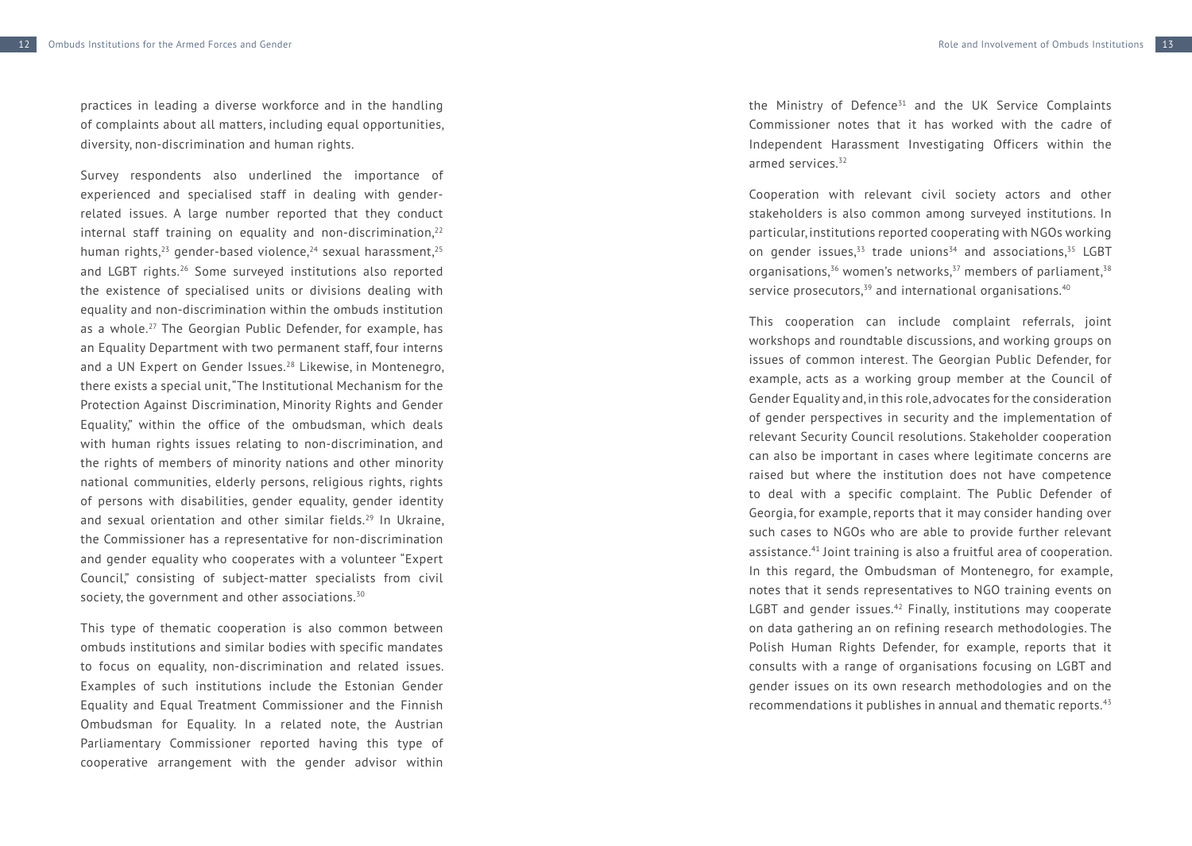practices in leading a diverse workforce and in the handling of complaints about all matters, including equal opportunities, diversity, non-discrimination and human rights.

Survey respondents also underlined the importance of experienced and specialised staff in dealing with gender-related issues. A large number reported that they conduct internal staff training on equality and non-discrimination,[22] human rights,[23] gender-based violence,[24] sexual harassment,[25] and LGBT rights.[26] Some surveyed institutions also reported the existence of specialised units or divisions dealing with equality and non-discrimination within the ombuds institution as a whole.[27] The Georgian Public Defender, for example, has an Equality Department with two permanent staff, four interns and a UN Expert on Gender Issues.[28] Likewise, in Montenegro, there exists a special unit, "The Institutional Mechanism for the Protection Against Discrimination, Minority Rights and Gender Equality," within the office of the ombudsman, which deals with human rights issues relating to non-discrimination, and the rights of members of minority nations and other minority national communities, elderly persons, religious rights, rights of persons with disabilities, gender equality, gender identity and sexual orientation and other similar fields.[29] In Ukraine, the Commissioner has a representative for non-discrimination and gender equality who cooperates with a volunteer "Expert Council," consisting of subject-matter specialists from civil society, the government and other associations.[30]

This type of thematic cooperation is also common between ombuds institutions and similar bodies with specific mandates to focus on equality, non-discrimination and related issues. Examples of such institutions include the Estonian Gender Equality and Equal Treatment Commissioner and the Finnish Ombudsman for Equality. In a related note, the Austrian Parliamentary Commissioner reported having this type of cooperative arrangement with the gender advisor within the Ministry of Defence[31] and the UK Service Complaints Commissioner notes that it has worked with the cadre of Independent Harassment Investigating Officers within the armed services.[32]

Cooperation with relevant civil society actors and other stakeholders is also common among surveyed institutions. In particular, institutions reported cooperating with NGOs working on gender issues,[33] trade unions[34] and associations,[35] LGBT organisations,[36] women's networks,[37] members of parliament,[38] service prosecutors,[39] and international organisations.[40]

This cooperation can include complaint referrals, joint workshops and roundtable discussions, and working groups on issues of common interest. The Georgian Public Defender, for example, acts as a working group member at the Council of Gender Equality and, in this role, advocates for the consideration of gender perspectives in security and the implementation of relevant Security Council resolutions. Stakeholder cooperation can also be important in cases where legitimate concerns are raised but where the institution does not have competence to deal with a specific complaint. The Public Defender of Georgia, for example, reports that it may consider handing over such cases to NGOs who are able to provide further relevant assistance.[41] Joint training is also a fruitful area of cooperation. In this regard, the Ombudsman of Montenegro, for example, notes that it sends representatives to NGO training events on LGBT and gender issues.[42] Finally, institutions may cooperate on data gathering an on refining research methodologies. The Polish Human Rights Defender, for example, reports that it consults with a range of organisations focusing on LGBT and gender issues on its own research methodologies and on the recommendations it publishes in annual and thematic reports.[43]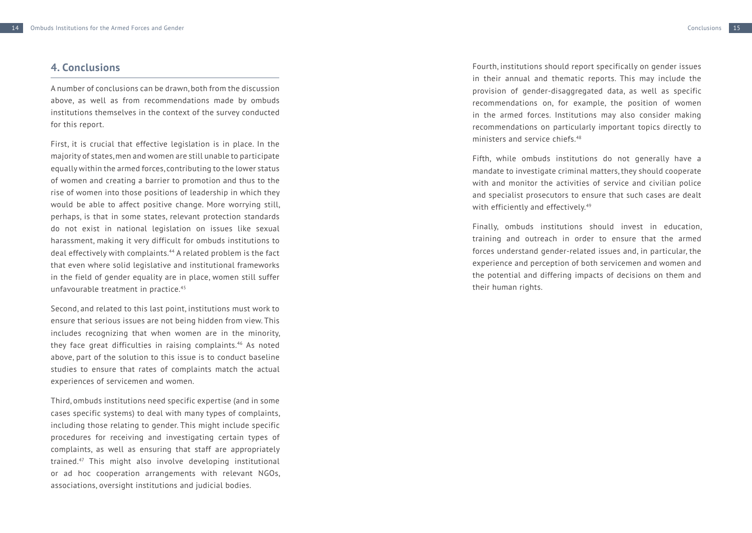## 4. Conclusions

A number of conclusions can be drawn, both from the discussion above, as well as from recommendations made by ombuds institutions themselves in the context of the survey conducted for this report.

First, it is crucial that effective legislation is in place. In the majority of states, men and women are still unable to participate equally within the armed forces, contributing to the lower status of women and creating a barrier to promotion and thus to the rise of women into those positions of leadership in which they would be able to affect positive change. More worrying still, perhaps, is that in some states, relevant protection standards do not exist in national legislation on issues like sexual harassment, making it very difficult for ombuds institutions to deal effectively with complaints.[44] A related problem is the fact that even where solid legislative and institutional frameworks in the field of gender equality are in place, women still suffer unfavourable treatment in practice.[45]

Second, and related to this last point, institutions must work to ensure that serious issues are not being hidden from view. This includes recognizing that when women are in the minority, they face great difficulties in raising complaints.[46] As noted above, part of the solution to this issue is to conduct baseline studies to ensure that rates of complaints match the actual experiences of servicemen and women.

Third, ombuds institutions need specific expertise (and in some cases specific systems) to deal with many types of complaints, including those relating to gender. This might include specific procedures for receiving and investigating certain types of complaints, as well as ensuring that staff are appropriately trained.[47] This might also involve developing institutional or ad hoc cooperation arrangements with relevant NGOs, associations, oversight institutions and judicial bodies.

Fourth, institutions should report specifically on gender issues in their annual and thematic reports. This may include the provision of gender-disaggregated data, as well as specific recommendations on, for example, the position of women in the armed forces. Institutions may also consider making recommendations on particularly important topics directly to ministers and service chiefs.[48]

Fifth, while ombuds institutions do not generally have a mandate to investigate criminal matters, they should cooperate with and monitor the activities of service and civilian police and specialist prosecutors to ensure that such cases are dealt with efficiently and effectively.[49]

Finally, ombuds institutions should invest in education, training and outreach in order to ensure that the armed forces understand gender-related issues and, in particular, the experience and perception of both servicemen and women and the potential and differing impacts of decisions on them and their human rights.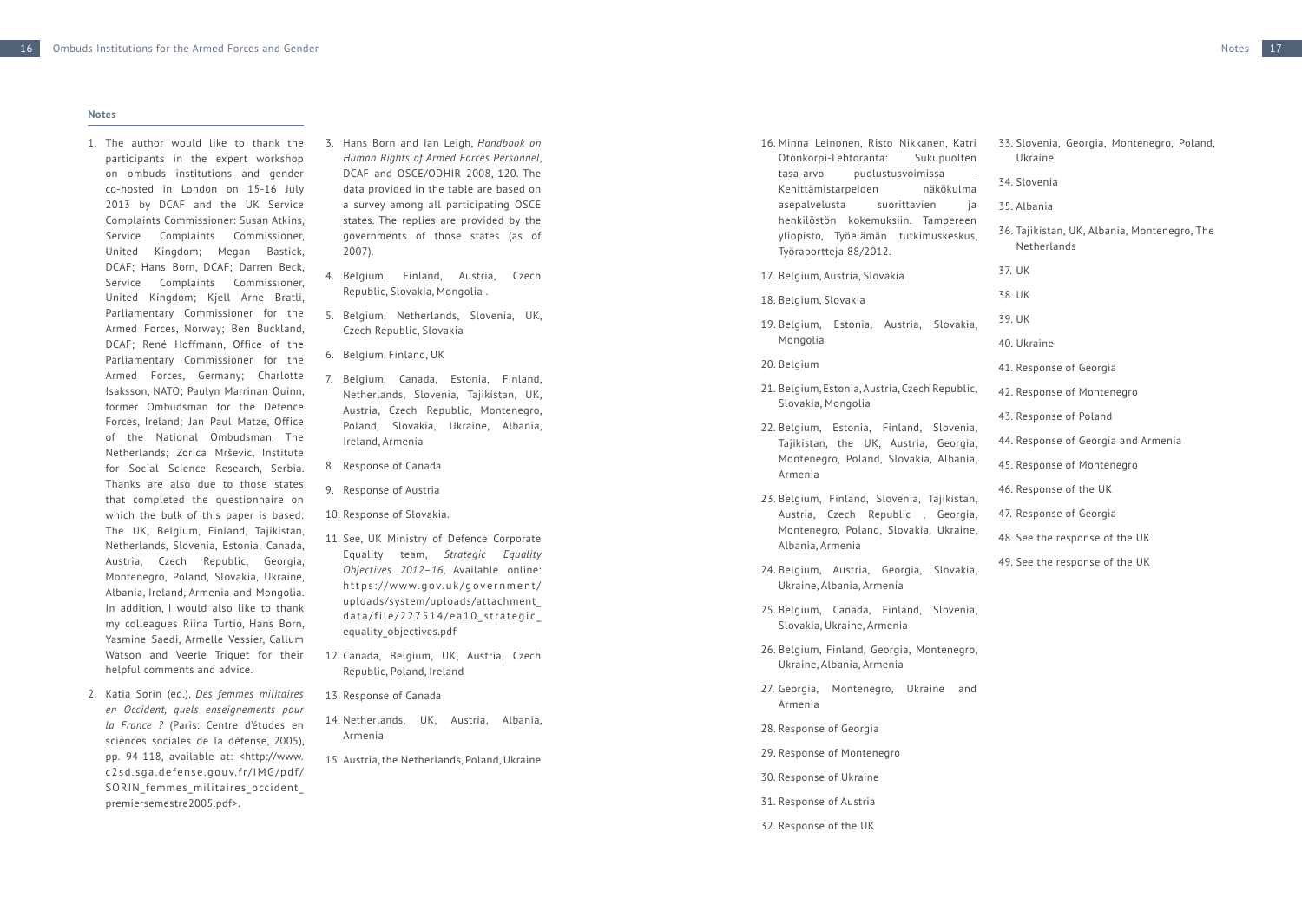## Notes

1. The author would like to thank the participants in the expert workshop on ombuds institutions and gender co-hosted in London on 15-16 July 2013 by DCAF and the UK Service Complaints Commissioner: Susan Atkins, Service Complaints Commissioner, United Kingdom; Megan Bastick, DCAF; Hans Born, DCAF; Darren Beck, Service Complaints Commissioner, United Kingdom; Kjell Arne Bratli, Parliamentary Commissioner for the Armed Forces, Norway; Ben Buckland, DCAF; René Hoffmann, Office of the Parliamentary Commissioner for the Armed Forces, Germany; Charlotte Isaksson, NATO; Paulyn Marrinan Quinn, former Ombudsman for the Defence Forces, Ireland; Jan Paul Matze, Office of the National Ombudsman, The Netherlands; Zorica Mrševic, Institute for Social Science Research, Serbia. Thanks are also due to those states that completed the questionnaire on which the bulk of this paper is based: The UK, Belgium, Finland, Tajikistan, Netherlands, Slovenia, Estonia, Canada, Austria, Czech Republic, Georgia, Montenegro, Poland, Slovakia, Ukraine, Albania, Ireland, Armenia and Mongolia. In addition, I would also like to thank my colleagues Riina Turtio, Hans Born, Yasmine Saedi, Armelle Vessier, Callum Watson and Veerle Triquet for their helpful comments and advice.
2. Katia Sorin (ed.), *Des femmes militaires en Occident, quels enseignements pour la France ?* (Paris: Centre d'études en sciences sociales de la défense, 2005), pp. 94-118, available at: <http://www.c2sd.sga.defense.gouv.fr/IMG/pdf/SORIN_femmes_militaires_occident_premiersemestre2005.pdf>.
3. Hans Born and Ian Leigh, *Handbook on Human Rights of Armed Forces Personnel*, DCAF and OSCE/ODHIR 2008, 120. The data provided in the table are based on a survey among all participating OSCE states. The replies are provided by the governments of those states (as of 2007).
4. Belgium, Finland, Austria, Czech Republic, Slovakia, Mongolia .
5. Belgium, Netherlands, Slovenia, UK, Czech Republic, Slovakia
6. Belgium, Finland, UK
7. Belgium, Canada, Estonia, Finland, Netherlands, Slovenia, Tajikistan, UK, Austria, Czech Republic, Montenegro, Poland, Slovakia, Ukraine, Albania, Ireland, Armenia
8. Response of Canada
9. Response of Austria
10. Response of Slovakia.
11. See, UK Ministry of Defence Corporate Equality team, *Strategic Equality Objectives 2012–16*, Available online: https://www.gov.uk/government/uploads/system/uploads/attachment_data/file/227514/ea10_strategic_equality_objectives.pdf
12. Canada, Belgium, UK, Austria, Czech Republic, Poland, Ireland
13. Response of Canada
14. Netherlands, UK, Austria, Albania, Armenia
15. Austria, the Netherlands, Poland, Ukraine
16. Minna Leinonen, Risto Nikkanen, Katri Otonkorpi-Lehtoranta: Sukupuolten tasa-arvo puolustusvoimissa - Kehittämistarpeiden näkökulma asepalvelusta suorittavien ja henkilöstön kokemuksiin. Tampereen yliopisto, Työelämän tutkimuskeskus, Työraportteja 88/2012.
17. Belgium, Austria, Slovakia
18. Belgium, Slovakia
19. Belgium, Estonia, Austria, Slovakia, Mongolia
20. Belgium
21. Belgium, Estonia, Austria, Czech Republic, Slovakia, Mongolia
22. Belgium, Estonia, Finland, Slovenia, Tajikistan, the UK, Austria, Georgia, Montenegro, Poland, Slovakia, Albania, Armenia
23. Belgium, Finland, Slovenia, Tajikistan, Austria, Czech Republic , Georgia, Montenegro, Poland, Slovakia, Ukraine, Albania, Armenia
24. Belgium, Austria, Georgia, Slovakia, Ukraine, Albania, Armenia
25. Belgium, Canada, Finland, Slovenia, Slovakia, Ukraine, Armenia
26. Belgium, Finland, Georgia, Montenegro, Ukraine, Albania, Armenia
27. Georgia, Montenegro, Ukraine and Armenia
28. Response of Georgia
29. Response of Montenegro
30. Response of Ukraine
31. Response of Austria
32. Response of the UK
33. Slovenia, Georgia, Montenegro, Poland, Ukraine
34. Slovenia
35. Albania
36. Tajikistan, UK, Albania, Montenegro, The Netherlands
37. UK
38. UK
39. UK
40. Ukraine
41. Response of Georgia
42. Response of Montenegro
43. Response of Poland
44. Response of Georgia and Armenia
45. Response of Montenegro
46. Response of the UK
47. Response of Georgia
48. See the response of the UK
49. See the response of the UK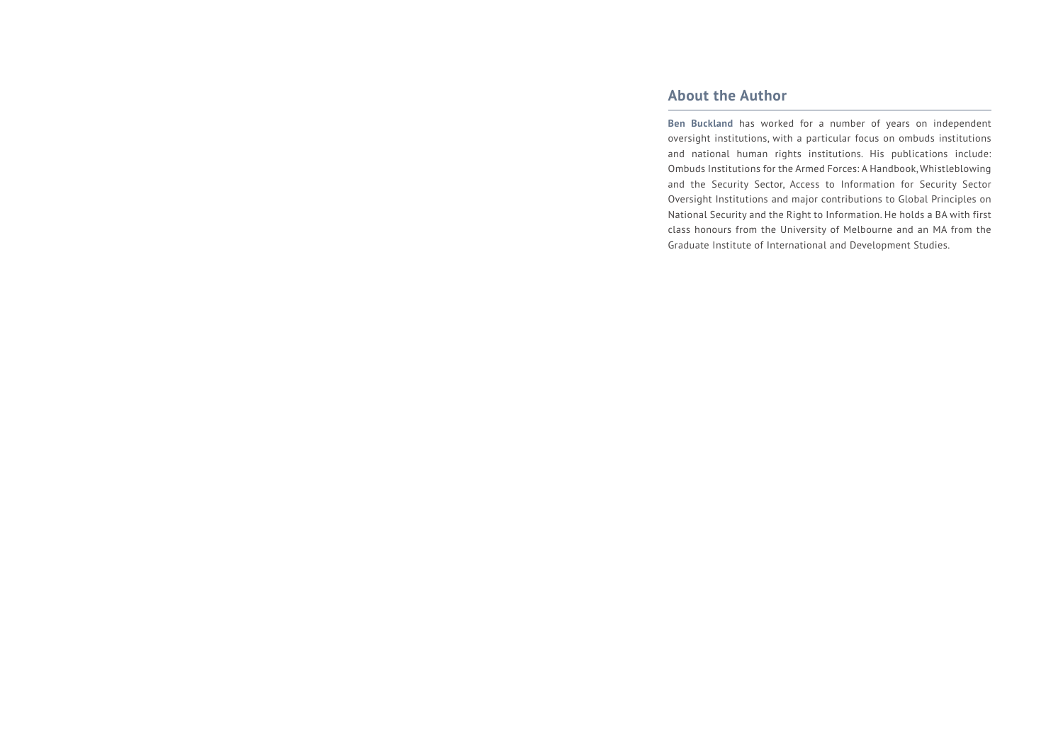## About the Author

**Ben Buckland** has worked for a number of years on independent oversight institutions, with a particular focus on ombuds institutions and national human rights institutions. His publications include: Ombuds Institutions for the Armed Forces: A Handbook, Whistleblowing and the Security Sector, Access to Information for Security Sector Oversight Institutions and major contributions to Global Principles on National Security and the Right to Information. He holds a BA with first class honours from the University of Melbourne and an MA from the Graduate Institute of International and Development Studies.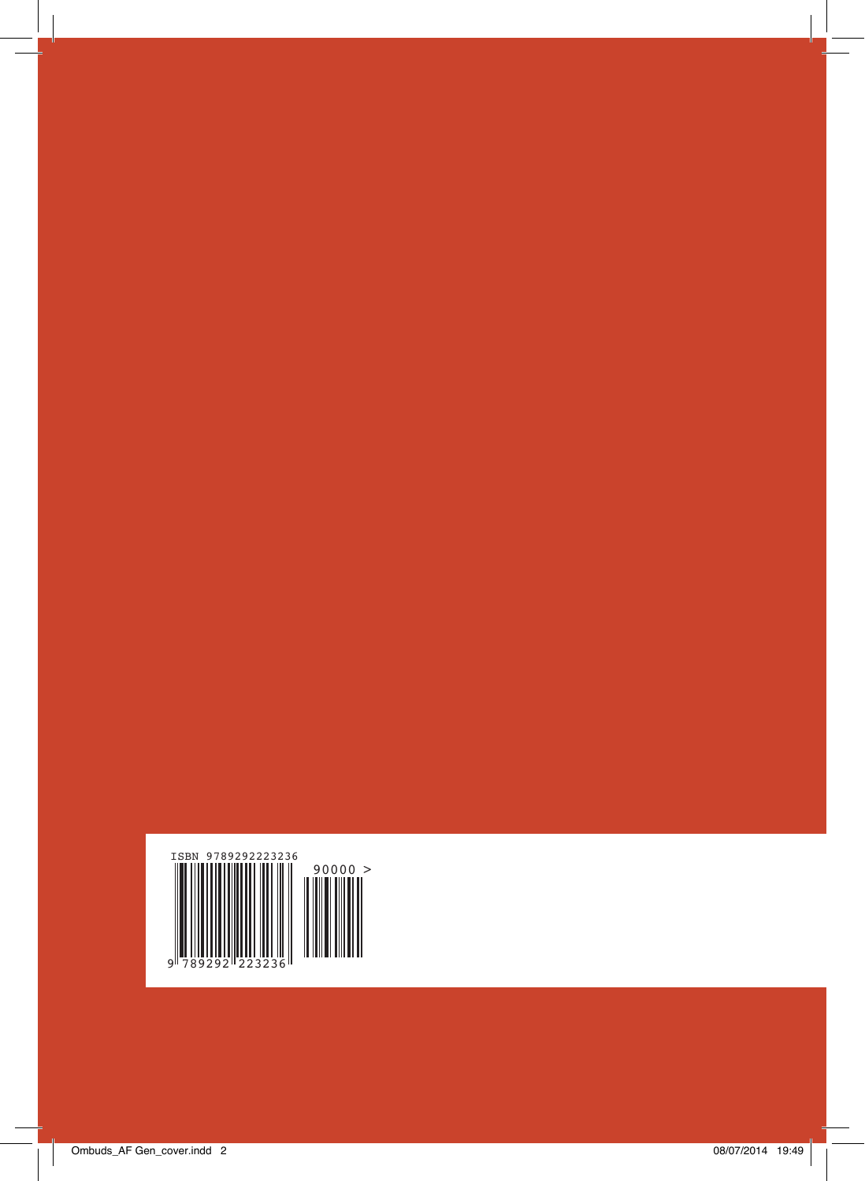ISBN 9789292223236

9 789292 223236

90000 >